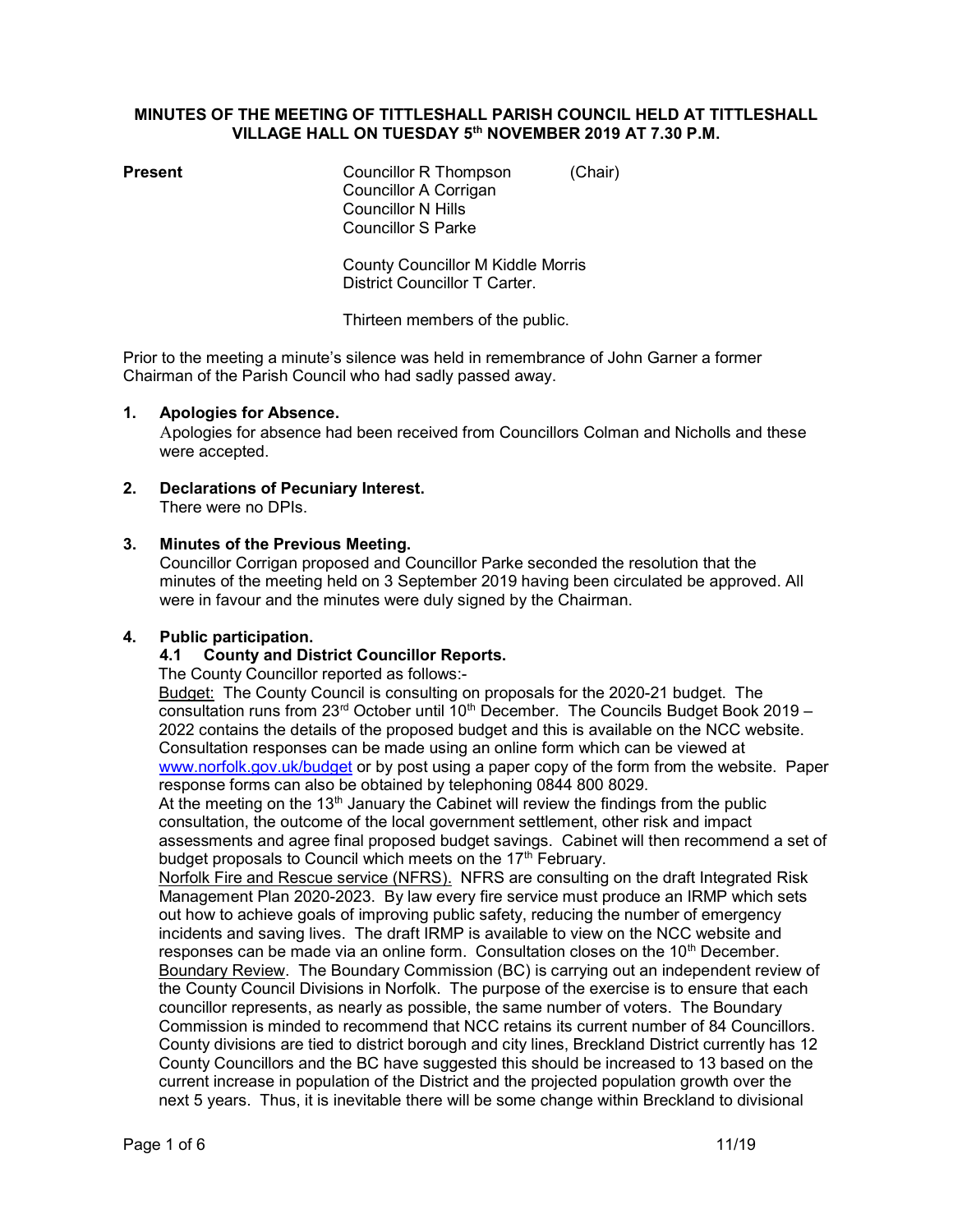# MINUTES OF THE MEETING OF TITTLESHALL PARISH COUNCIL HELD AT TITTLESHALL VILLAGE HALL ON TUESDAY 5th NOVEMBER 2019 AT 7.30 P.M.

**Present**

Councillor R Thompson (Chair)
Councillor A Corrigan
Councillor N Hills
Councillor S Parke

County Councillor M Kiddle Morris
District Councillor T Carter.

Thirteen members of the public.

Prior to the meeting a minute's silence was held in remembrance of John Garner a former Chairman of the Parish Council who had sadly passed away.

## 1. Apologies for Absence.

Apologies for absence had been received from Councillors Colman and Nicholls and these were accepted.

## 2. Declarations of Pecuniary Interest.

There were no DPIs.

## 3. Minutes of the Previous Meeting.

Councillor Corrigan proposed and Councillor Parke seconded the resolution that the minutes of the meeting held on 3 September 2019 having been circulated be approved. All were in favour and the minutes were duly signed by the Chairman.

## 4. Public participation.

### 4.1 County and District Councillor Reports.

The County Councillor reported as follows:-

Budget: The County Council is consulting on proposals for the 2020-21 budget. The consultation runs from 23rd October until 10th December. The Councils Budget Book 2019 – 2022 contains the details of the proposed budget and this is available on the NCC website. Consultation responses can be made using an online form which can be viewed at [www.norfolk.gov.uk/budget](http://www.norfolk.gov.uk/budget) or by post using a paper copy of the form from the website. Paper response forms can also be obtained by telephoning 0844 800 8029.

At the meeting on the 13th January the Cabinet will review the findings from the public consultation, the outcome of the local government settlement, other risk and impact assessments and agree final proposed budget savings. Cabinet will then recommend a set of budget proposals to Council which meets on the 17th February.

Norfolk Fire and Rescue service (NFRS). NFRS are consulting on the draft Integrated Risk Management Plan 2020-2023. By law every fire service must produce an IRMP which sets out how to achieve goals of improving public safety, reducing the number of emergency incidents and saving lives. The draft IRMP is available to view on the NCC website and responses can be made via an online form. Consultation closes on the 10th December.

Boundary Review. The Boundary Commission (BC) is carrying out an independent review of the County Council Divisions in Norfolk. The purpose of the exercise is to ensure that each councillor represents, as nearly as possible, the same number of voters. The Boundary Commission is minded to recommend that NCC retains its current number of 84 Councillors. County divisions are tied to district borough and city lines, Breckland District currently has 12 County Councillors and the BC have suggested this should be increased to 13 based on the current increase in population of the District and the projected population growth over the next 5 years. Thus, it is inevitable there will be some change within Breckland to divisional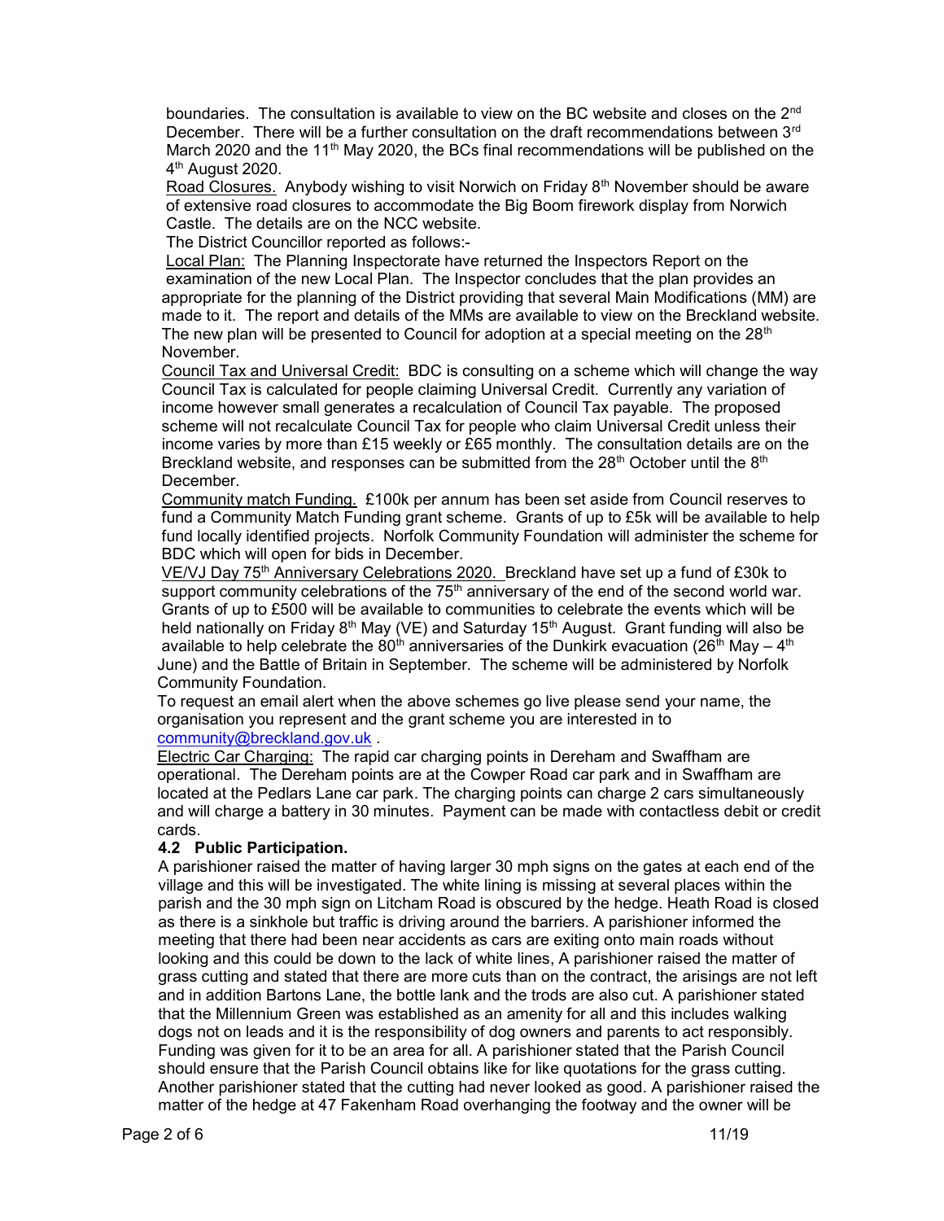boundaries. The consultation is available to view on the BC website and closes on the 2nd December. There will be a further consultation on the draft recommendations between 3rd March 2020 and the 11th May 2020, the BCs final recommendations will be published on the 4th August 2020.

Road Closures. Anybody wishing to visit Norwich on Friday 8th November should be aware of extensive road closures to accommodate the Big Boom firework display from Norwich Castle. The details are on the NCC website.

The District Councillor reported as follows:-

Local Plan: The Planning Inspectorate have returned the Inspectors Report on the examination of the new Local Plan. The Inspector concludes that the plan provides an appropriate for the planning of the District providing that several Main Modifications (MM) are made to it. The report and details of the MMs are available to view on the Breckland website. The new plan will be presented to Council for adoption at a special meeting on the 28th November.

Council Tax and Universal Credit: BDC is consulting on a scheme which will change the way Council Tax is calculated for people claiming Universal Credit. Currently any variation of income however small generates a recalculation of Council Tax payable. The proposed scheme will not recalculate Council Tax for people who claim Universal Credit unless their income varies by more than £15 weekly or £65 monthly. The consultation details are on the Breckland website, and responses can be submitted from the 28th October until the 8th December.

Community match Funding. £100k per annum has been set aside from Council reserves to fund a Community Match Funding grant scheme. Grants of up to £5k will be available to help fund locally identified projects. Norfolk Community Foundation will administer the scheme for BDC which will open for bids in December.

VE/VJ Day 75th Anniversary Celebrations 2020. Breckland have set up a fund of £30k to support community celebrations of the 75th anniversary of the end of the second world war. Grants of up to £500 will be available to communities to celebrate the events which will be held nationally on Friday 8th May (VE) and Saturday 15th August. Grant funding will also be available to help celebrate the 80th anniversaries of the Dunkirk evacuation (26th May – 4th June) and the Battle of Britain in September. The scheme will be administered by Norfolk Community Foundation.

To request an email alert when the above schemes go live please send your name, the organisation you represent and the grant scheme you are interested in to community@breckland.gov.uk .

Electric Car Charging: The rapid car charging points in Dereham and Swaffham are operational. The Dereham points are at the Cowper Road car park and in Swaffham are located at the Pedlars Lane car park. The charging points can charge 2 cars simultaneously and will charge a battery in 30 minutes. Payment can be made with contactless debit or credit cards.

**4.2 Public Participation.**

A parishioner raised the matter of having larger 30 mph signs on the gates at each end of the village and this will be investigated. The white lining is missing at several places within the parish and the 30 mph sign on Litcham Road is obscured by the hedge. Heath Road is closed as there is a sinkhole but traffic is driving around the barriers. A parishioner informed the meeting that there had been near accidents as cars are exiting onto main roads without looking and this could be down to the lack of white lines, A parishioner raised the matter of grass cutting and stated that there are more cuts than on the contract, the arisings are not left and in addition Bartons Lane, the bottle lank and the trods are also cut. A parishioner stated that the Millennium Green was established as an amenity for all and this includes walking dogs not on leads and it is the responsibility of dog owners and parents to act responsibly. Funding was given for it to be an area for all. A parishioner stated that the Parish Council should ensure that the Parish Council obtains like for like quotations for the grass cutting. Another parishioner stated that the cutting had never looked as good. A parishioner raised the matter of the hedge at 47 Fakenham Road overhanging the footway and the owner will be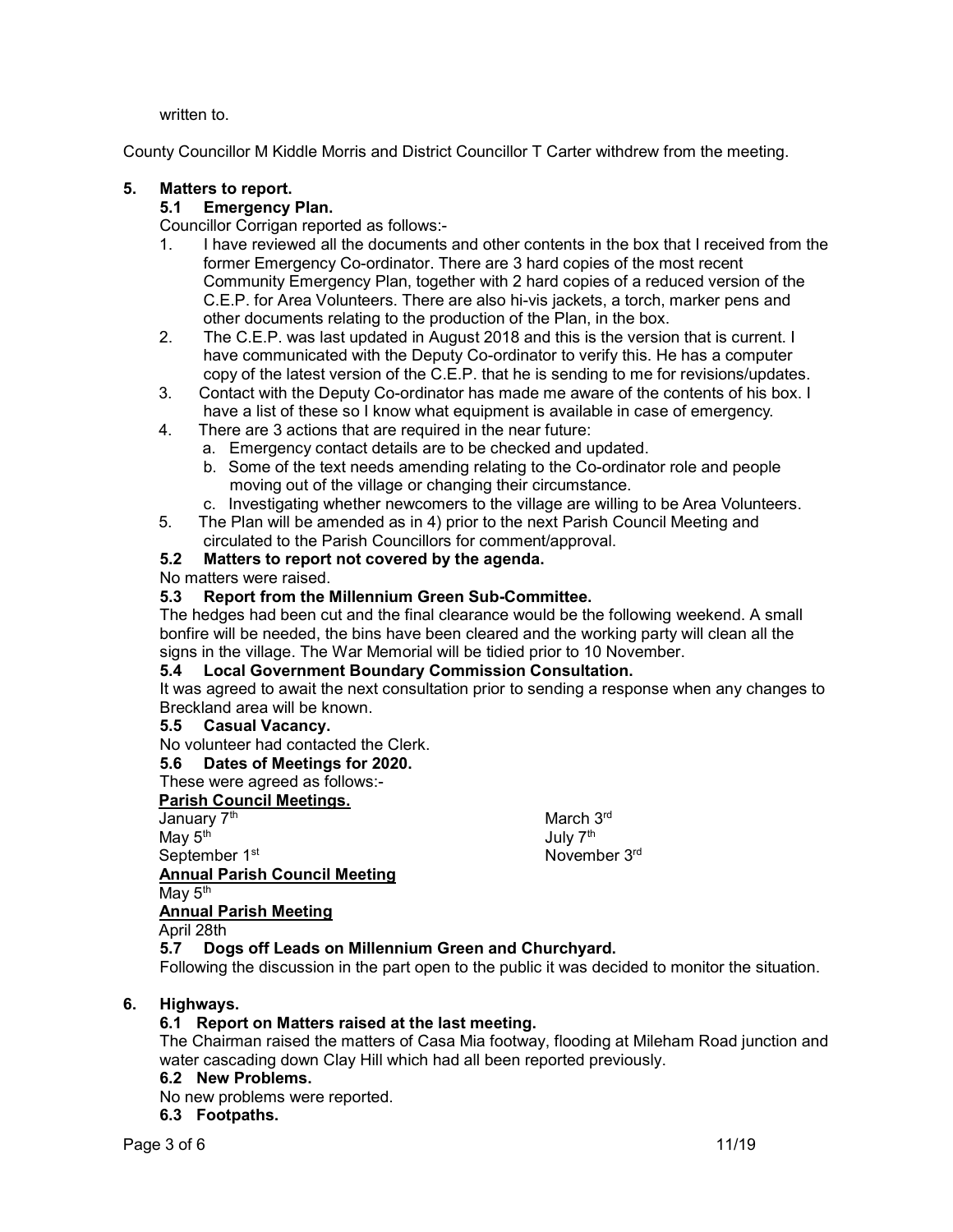written to.

County Councillor M Kiddle Morris and District Councillor T Carter withdrew from the meeting.

## 5. Matters to report.

### 5.1 Emergency Plan.

Councillor Corrigan reported as follows:-

1. I have reviewed all the documents and other contents in the box that I received from the former Emergency Co-ordinator. There are 3 hard copies of the most recent Community Emergency Plan, together with 2 hard copies of a reduced version of the C.E.P. for Area Volunteers. There are also hi-vis jackets, a torch, marker pens and other documents relating to the production of the Plan, in the box.
2. The C.E.P. was last updated in August 2018 and this is the version that is current. I have communicated with the Deputy Co-ordinator to verify this. He has a computer copy of the latest version of the C.E.P. that he is sending to me for revisions/updates.
3. Contact with the Deputy Co-ordinator has made me aware of the contents of his box. I have a list of these so I know what equipment is available in case of emergency.
4. There are 3 actions that are required in the near future:
   a. Emergency contact details are to be checked and updated.
   b. Some of the text needs amending relating to the Co-ordinator role and people moving out of the village or changing their circumstance.
   c. Investigating whether newcomers to the village are willing to be Area Volunteers.
5. The Plan will be amended as in 4) prior to the next Parish Council Meeting and circulated to the Parish Councillors for comment/approval.

### 5.2 Matters to report not covered by the agenda.

No matters were raised.

### 5.3 Report from the Millennium Green Sub-Committee.

The hedges had been cut and the final clearance would be the following weekend. A small bonfire will be needed, the bins have been cleared and the working party will clean all the signs in the village. The War Memorial will be tidied prior to 10 November.

### 5.4 Local Government Boundary Commission Consultation.

It was agreed to await the next consultation prior to sending a response when any changes to Breckland area will be known.

### 5.5 Casual Vacancy.

No volunteer had contacted the Clerk.

### 5.6 Dates of Meetings for 2020.

These were agreed as follows:-

**Parish Council Meetings.**

January 7th
March 3rd
May 5th
July 7th
September 1st
November 3rd

**Annual Parish Council Meeting**

May 5th

**Annual Parish Meeting**

April 28th

### 5.7 Dogs off Leads on Millennium Green and Churchyard.

Following the discussion in the part open to the public it was decided to monitor the situation.

## 6. Highways.

### 6.1 Report on Matters raised at the last meeting.

The Chairman raised the matters of Casa Mia footway, flooding at Mileham Road junction and water cascading down Clay Hill which had all been reported previously.

### 6.2 New Problems.

No new problems were reported.

### 6.3 Footpaths.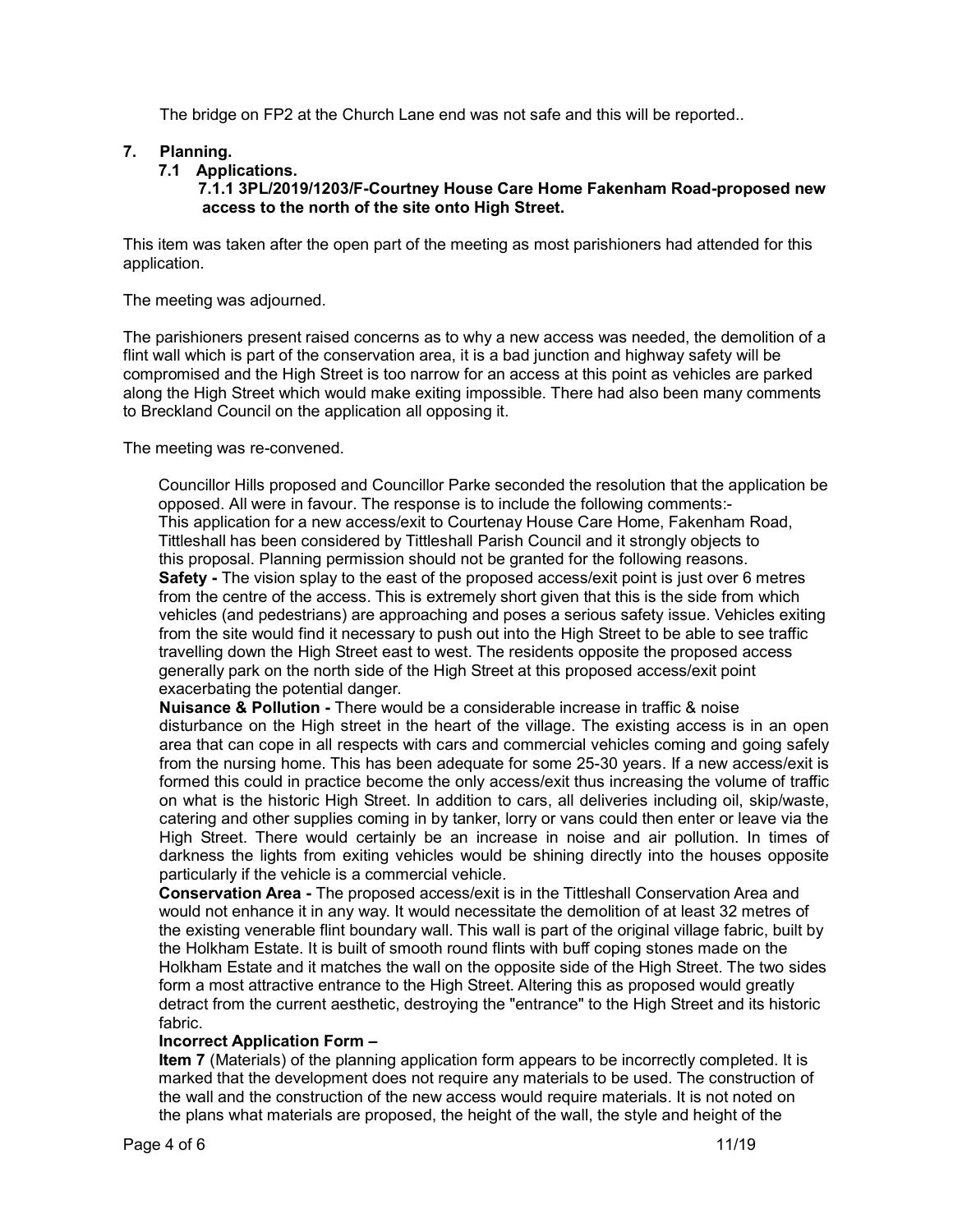The bridge on FP2 at the Church Lane end was not safe and this will be reported..

## 7. Planning.

### 7.1 Applications.

**7.1.1 3PL/2019/1203/F-Courtney House Care Home Fakenham Road-proposed new access to the north of the site onto High Street.**

This item was taken after the open part of the meeting as most parishioners had attended for this application.

The meeting was adjourned.

The parishioners present raised concerns as to why a new access was needed, the demolition of a flint wall which is part of the conservation area, it is a bad junction and highway safety will be compromised and the High Street is too narrow for an access at this point as vehicles are parked along the High Street which would make exiting impossible. There had also been many comments to Breckland Council on the application all opposing it.

The meeting was re-convened.

Councillor Hills proposed and Councillor Parke seconded the resolution that the application be opposed. All were in favour. The response is to include the following comments:-
This application for a new access/exit to Courtenay House Care Home, Fakenham Road, Tittleshall has been considered by Tittleshall Parish Council and it strongly objects to this proposal. Planning permission should not be granted for the following reasons.

**Safety -** The vision splay to the east of the proposed access/exit point is just over 6 metres from the centre of the access. This is extremely short given that this is the side from which vehicles (and pedestrians) are approaching and poses a serious safety issue. Vehicles exiting from the site would find it necessary to push out into the High Street to be able to see traffic travelling down the High Street east to west. The residents opposite the proposed access generally park on the north side of the High Street at this proposed access/exit point exacerbating the potential danger.

**Nuisance & Pollution -** There would be a considerable increase in traffic & noise disturbance on the High street in the heart of the village. The existing access is in an open area that can cope in all respects with cars and commercial vehicles coming and going safely from the nursing home. This has been adequate for some 25-30 years. If a new access/exit is formed this could in practice become the only access/exit thus increasing the volume of traffic on what is the historic High Street. In addition to cars, all deliveries including oil, skip/waste, catering and other supplies coming in by tanker, lorry or vans could then enter or leave via the High Street. There would certainly be an increase in noise and air pollution. In times of darkness the lights from exiting vehicles would be shining directly into the houses opposite particularly if the vehicle is a commercial vehicle.

**Conservation Area -** The proposed access/exit is in the Tittleshall Conservation Area and would not enhance it in any way. It would necessitate the demolition of at least 32 metres of the existing venerable flint boundary wall. This wall is part of the original village fabric, built by the Holkham Estate. It is built of smooth round flints with buff coping stones made on the Holkham Estate and it matches the wall on the opposite side of the High Street. The two sides form a most attractive entrance to the High Street. Altering this as proposed would greatly detract from the current aesthetic, destroying the "entrance" to the High Street and its historic fabric.

**Incorrect Application Form –**

**Item 7** (Materials) of the planning application form appears to be incorrectly completed. It is marked that the development does not require any materials to be used. The construction of the wall and the construction of the new access would require materials. It is not noted on the plans what materials are proposed, the height of the wall, the style and height of the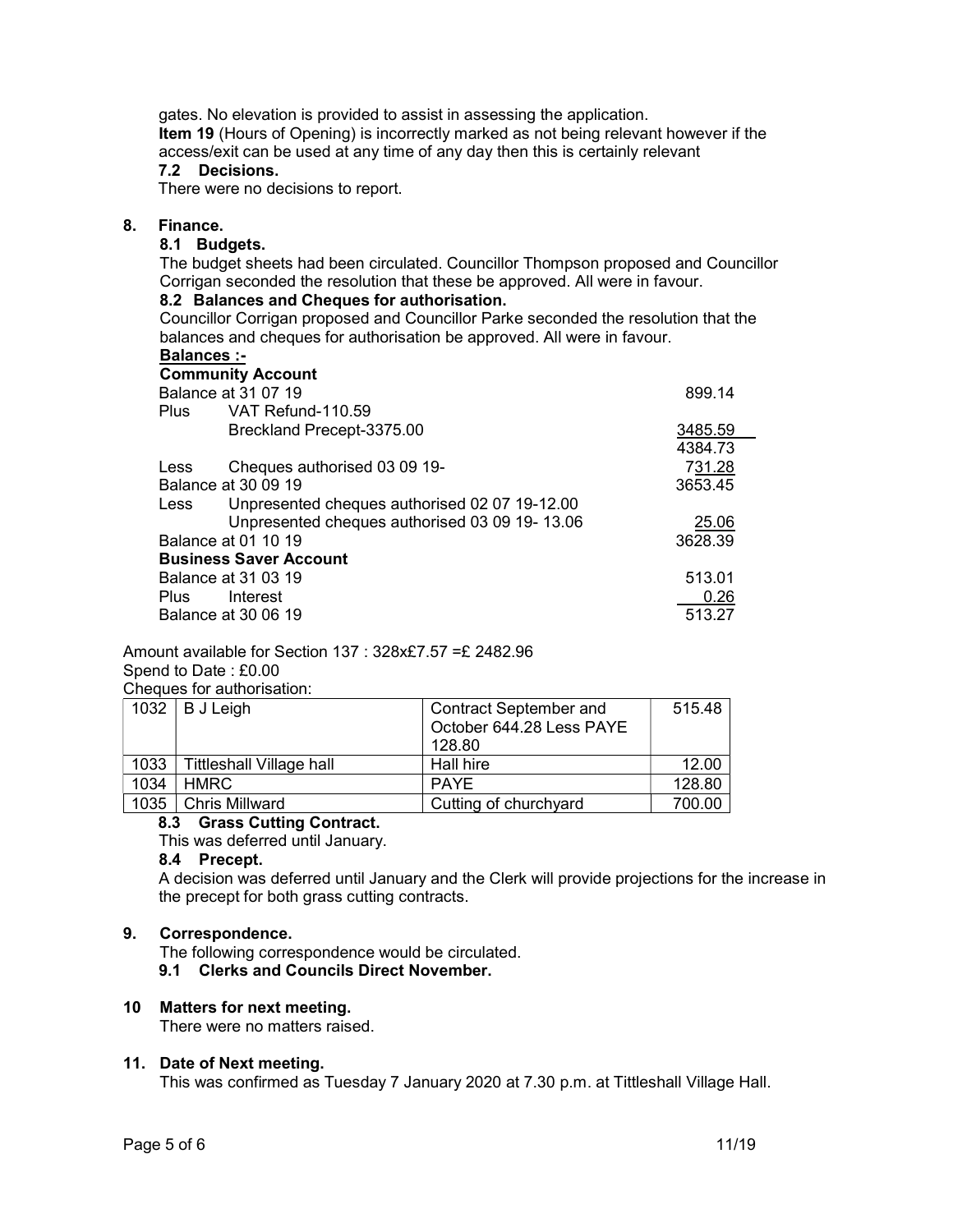gates. No elevation is provided to assist in assessing the application.

**Item 19** (Hours of Opening) is incorrectly marked as not being relevant however if the access/exit can be used at any time of any day then this is certainly relevant

**7.2 Decisions.**

There were no decisions to report.

## 8. Finance.

**8.1 Budgets.**

The budget sheets had been circulated. Councillor Thompson proposed and Councillor Corrigan seconded the resolution that these be approved. All were in favour.

**8.2 Balances and Cheques for authorisation.**

Councillor Corrigan proposed and Councillor Parke seconded the resolution that the balances and cheques for authorisation be approved. All were in favour.

**Balances :-**

**Community Account**

| | | |
|---|---|---|
| Balance at 31 07 19 | | 899.14 |
| Plus | VAT Refund-110.59 | |
| | Breckland Precept-3375.00 | 3485.59 |
| | | 4384.73 |
| Less | Cheques authorised 03 09 19- | 731.28 |
| Balance at 30 09 19 | | 3653.45 |
| Less | Unpresented cheques authorised 02 07 19-12.00 | |
| | Unpresented cheques authorised 03 09 19- 13.06 | 25.06 |
| Balance at 01 10 19 | | 3628.39 |

**Business Saver Account**

| | | |
|---|---|---|
| Balance at 31 03 19 | | 513.01 |
| Plus | Interest | 0.26 |
| Balance at 30 06 19 | | 513.27 |

Amount available for Section 137 : 328x£7.57 =£ 2482.96

Spend to Date : £0.00

Cheques for authorisation:

| | | | |
|---|---|---|---|
| 1032 | B J Leigh | Contract September and October 644.28 Less PAYE 128.80 | 515.48 |
| 1033 | Tittleshall Village hall | Hall hire | 12.00 |
| 1034 | HMRC | PAYE | 128.80 |
| 1035 | Chris Millward | Cutting of churchyard | 700.00 |

**8.3 Grass Cutting Contract.**

This was deferred until January.

**8.4 Precept.**

A decision was deferred until January and the Clerk will provide projections for the increase in the precept for both grass cutting contracts.

## 9. Correspondence.

The following correspondence would be circulated.

**9.1 Clerks and Councils Direct November.**

## 10 Matters for next meeting.

There were no matters raised.

## 11. Date of Next meeting.

This was confirmed as Tuesday 7 January 2020 at 7.30 p.m. at Tittleshall Village Hall.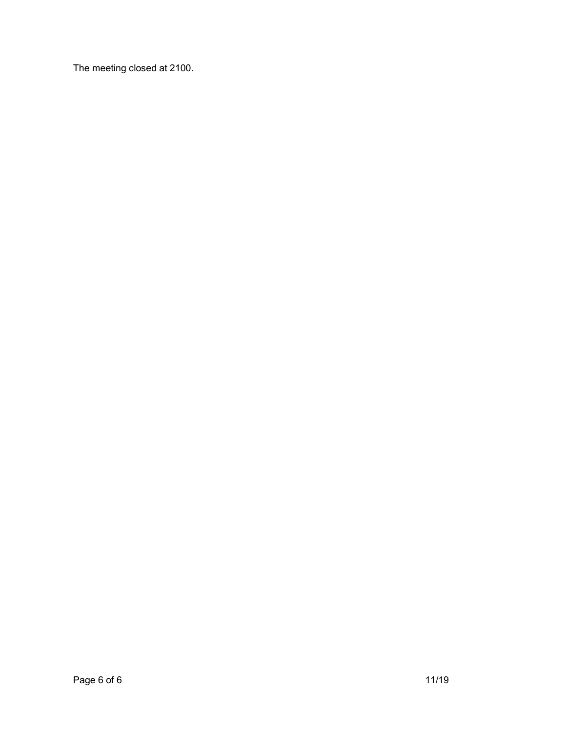The meeting closed at 2100.